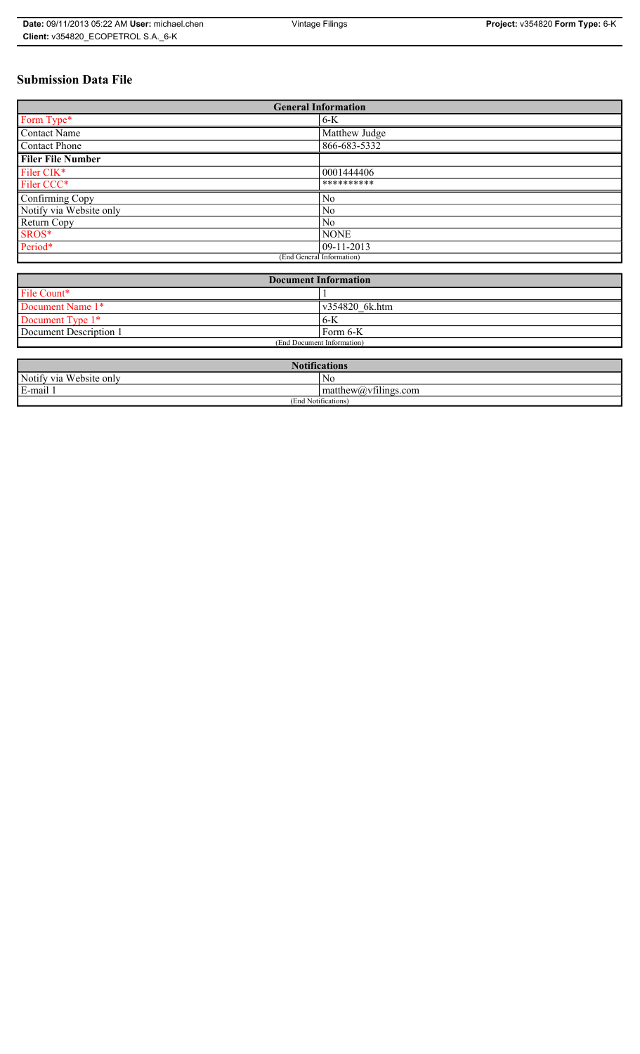# Submission Data File

| General Information | |
|---|---|
| Form Type* | 6-K |
| Contact Name | Matthew Judge |
| Contact Phone | 866-683-5332 |
| **Filer File Number** | |
| Filer CIK* | 0001444406 |
| Filer CCC* | ********** |
| Confirming Copy | No |
| Notify via Website only | No |
| Return Copy | No |
| SROS* | NONE |
| Period* | 09-11-2013 |
| (End General Information) | |

| Document Information | |
|---|---|
| File Count* | 1 |
| Document Name 1* | v354820_6k.htm |
| Document Type 1* | 6-K |
| Document Description 1 | Form 6-K |
| (End Document Information) | |

| Notifications | |
|---|---|
| Notify via Website only | No |
| E-mail 1 | matthew@vfilings.com |
| (End Notifications) | |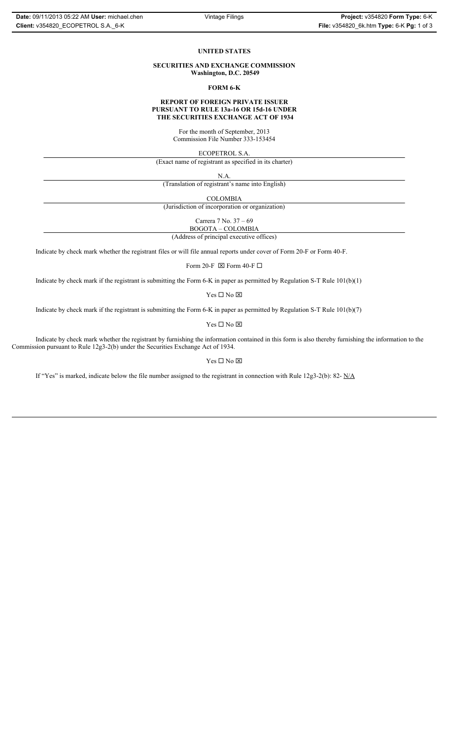**UNITED STATES**

**SECURITIES AND EXCHANGE COMMISSION**
**Washington, D.C. 20549**

**FORM 6-K**

**REPORT OF FOREIGN PRIVATE ISSUER**
**PURSUANT TO RULE 13a-16 OR 15d-16 UNDER**
**THE SECURITIES EXCHANGE ACT OF 1934**

For the month of September, 2013
Commission File Number 333-153454

ECOPETROL S.A.
(Exact name of registrant as specified in its charter)

N.A.
(Translation of registrant's name into English)

COLOMBIA
(Jurisdiction of incorporation or organization)

Carrera 7 No. 37 – 69
BOGOTA – COLOMBIA
(Address of principal executive offices)

Indicate by check mark whether the registrant files or will file annual reports under cover of Form 20-F or Form 40-F.

Form 20-F ☒ Form 40-F ☐

Indicate by check mark if the registrant is submitting the Form 6-K in paper as permitted by Regulation S-T Rule 101(b)(1)

Yes ☐ No ☒

Indicate by check mark if the registrant is submitting the Form 6-K in paper as permitted by Regulation S-T Rule 101(b)(7)

Yes ☐ No ☒

Indicate by check mark whether the registrant by furnishing the information contained in this form is also thereby furnishing the information to the Commission pursuant to Rule 12g3-2(b) under the Securities Exchange Act of 1934.

Yes ☐ No ☒

If "Yes" is marked, indicate below the file number assigned to the registrant in connection with Rule 12g3-2(b): 82- N/A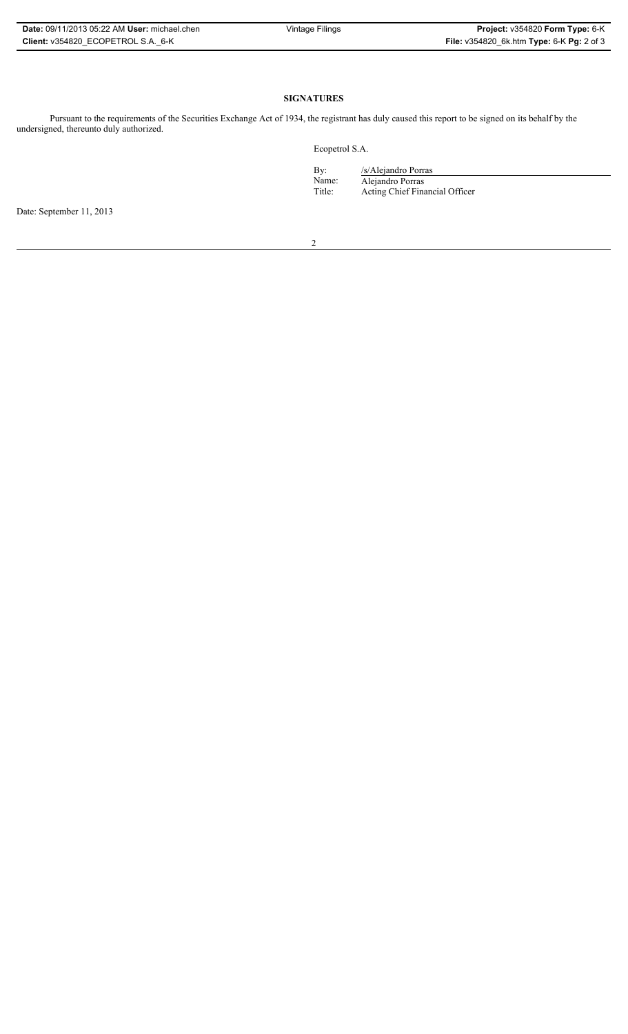**SIGNATURES**

Pursuant to the requirements of the Securities Exchange Act of 1934, the registrant has duly caused this report to be signed on its behalf by the undersigned, thereunto duly authorized.

Ecopetrol S.A.

| | |
|---|---|
| By: | /s/Alejandro Porras |
| Name: | Alejandro Porras |
| Title: | Acting Chief Financial Officer |

Date: September 11, 2013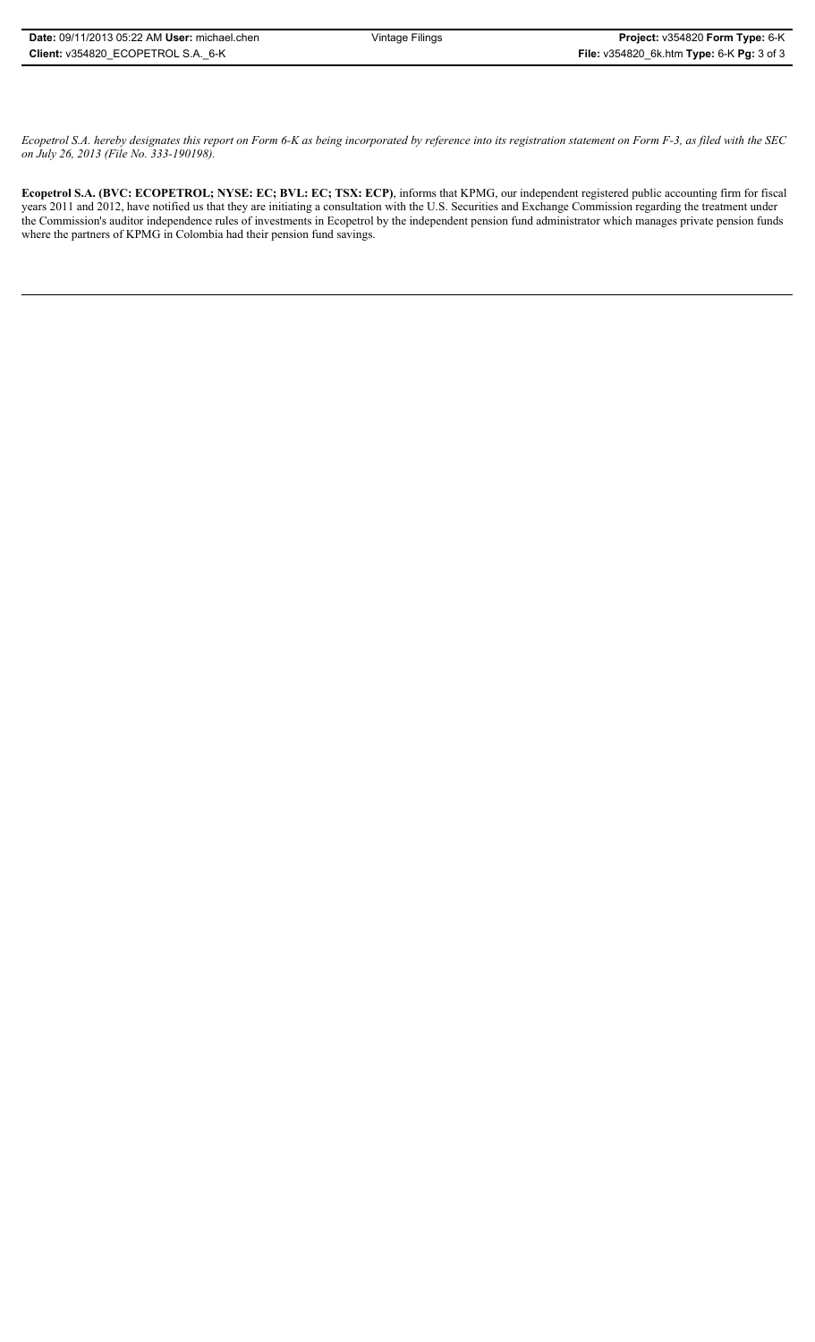*Ecopetrol S.A. hereby designates this report on Form 6-K as being incorporated by reference into its registration statement on Form F-3, as filed with the SEC on July 26, 2013 (File No. 333-190198).*

**Ecopetrol S.A. (BVC: ECOPETROL; NYSE: EC; BVL: EC; TSX: ECP)**, informs that KPMG, our independent registered public accounting firm for fiscal years 2011 and 2012, have notified us that they are initiating a consultation with the U.S. Securities and Exchange Commission regarding the treatment under the Commission's auditor independence rules of investments in Ecopetrol by the independent pension fund administrator which manages private pension funds where the partners of KPMG in Colombia had their pension fund savings.